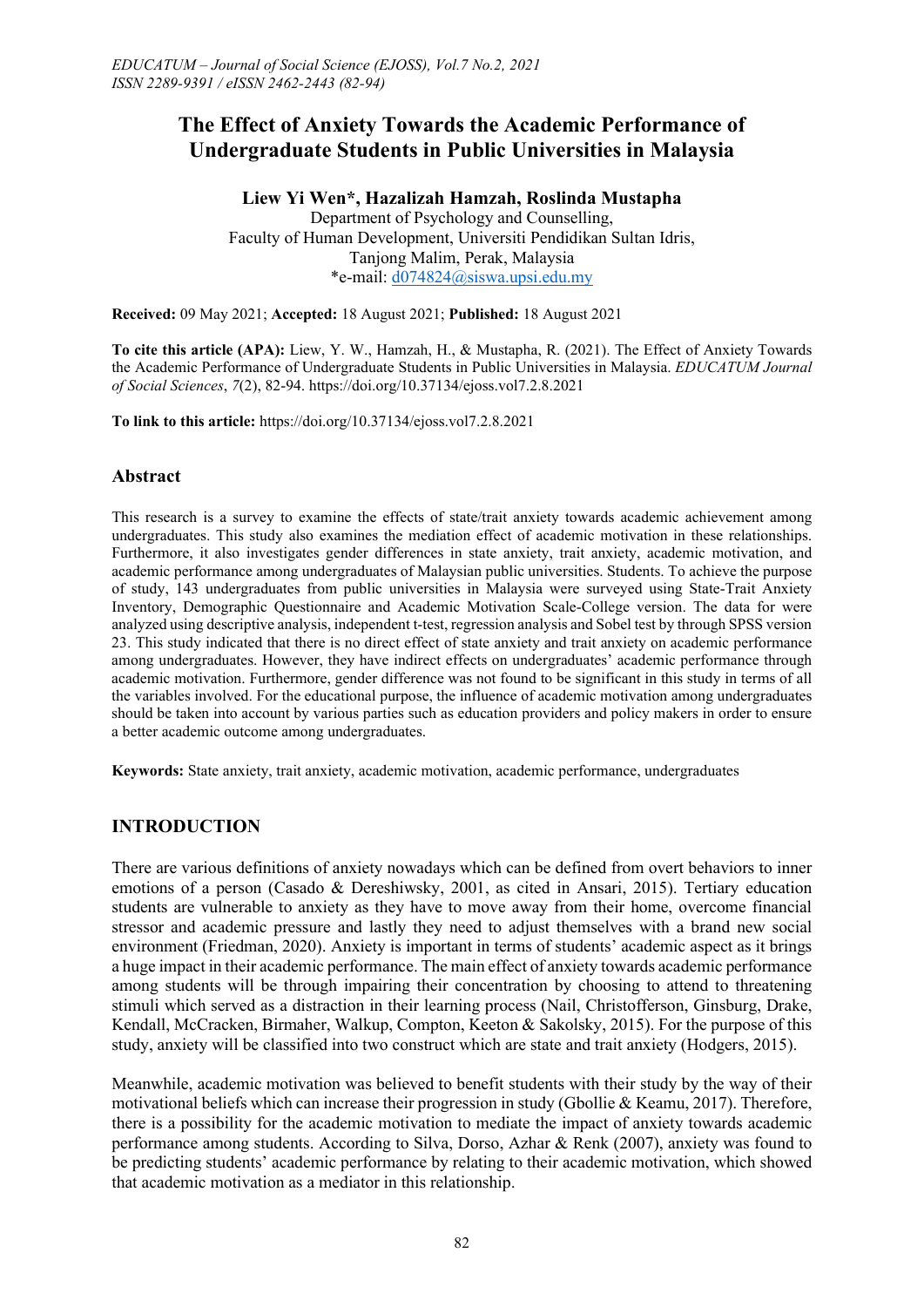# The Effect of Anxiety Towards the Academic Performance of Undergraduate Students in Public Universities in Malaysia

**Liew Yi Wen\*, Hazalizah Hamzah, Roslinda Mustapha**

Department of Psychology and Counselling,
Faculty of Human Development, Universiti Pendidikan Sultan Idris,
Tanjong Malim, Perak, Malaysia
\*e-mail: d074824@siswa.upsi.edu.my

**Received:** 09 May 2021; **Accepted:** 18 August 2021; **Published:** 18 August 2021

**To cite this article (APA):** Liew, Y. W., Hamzah, H., & Mustapha, R. (2021). The Effect of Anxiety Towards the Academic Performance of Undergraduate Students in Public Universities in Malaysia. *EDUCATUM Journal of Social Sciences*, *7*(2), 82-94. https://doi.org/10.37134/ejoss.vol7.2.8.2021

**To link to this article:** https://doi.org/10.37134/ejoss.vol7.2.8.2021

## Abstract

This research is a survey to examine the effects of state/trait anxiety towards academic achievement among undergraduates. This study also examines the mediation effect of academic motivation in these relationships. Furthermore, it also investigates gender differences in state anxiety, trait anxiety, academic motivation, and academic performance among undergraduates of Malaysian public universities. Students. To achieve the purpose of study, 143 undergraduates from public universities in Malaysia were surveyed using State-Trait Anxiety Inventory, Demographic Questionnaire and Academic Motivation Scale-College version. The data for were analyzed using descriptive analysis, independent t-test, regression analysis and Sobel test by through SPSS version 23. This study indicated that there is no direct effect of state anxiety and trait anxiety on academic performance among undergraduates. However, they have indirect effects on undergraduates' academic performance through academic motivation. Furthermore, gender difference was not found to be significant in this study in terms of all the variables involved. For the educational purpose, the influence of academic motivation among undergraduates should be taken into account by various parties such as education providers and policy makers in order to ensure a better academic outcome among undergraduates.

**Keywords:** State anxiety, trait anxiety, academic motivation, academic performance, undergraduates

## INTRODUCTION

There are various definitions of anxiety nowadays which can be defined from overt behaviors to inner emotions of a person (Casado & Dereshiwsky, 2001, as cited in Ansari, 2015). Tertiary education students are vulnerable to anxiety as they have to move away from their home, overcome financial stressor and academic pressure and lastly they need to adjust themselves with a brand new social environment (Friedman, 2020). Anxiety is important in terms of students' academic aspect as it brings a huge impact in their academic performance. The main effect of anxiety towards academic performance among students will be through impairing their concentration by choosing to attend to threatening stimuli which served as a distraction in their learning process (Nail, Christofferson, Ginsburg, Drake, Kendall, McCracken, Birmaher, Walkup, Compton, Keeton & Sakolsky, 2015). For the purpose of this study, anxiety will be classified into two construct which are state and trait anxiety (Hodgers, 2015).

Meanwhile, academic motivation was believed to benefit students with their study by the way of their motivational beliefs which can increase their progression in study (Gbollie & Keamu, 2017). Therefore, there is a possibility for the academic motivation to mediate the impact of anxiety towards academic performance among students. According to Silva, Dorso, Azhar & Renk (2007), anxiety was found to be predicting students' academic performance by relating to their academic motivation, which showed that academic motivation as a mediator in this relationship.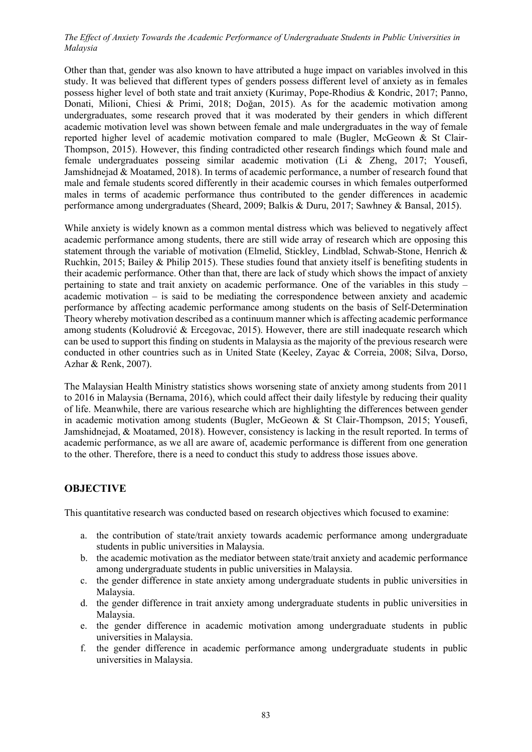Other than that, gender was also known to have attributed a huge impact on variables involved in this study. It was believed that different types of genders possess different level of anxiety as in females possess higher level of both state and trait anxiety (Kurimay, Pope-Rhodius & Kondric, 2017; Panno, Donati, Milioni, Chiesi & Primi, 2018; Doğan, 2015). As for the academic motivation among undergraduates, some research proved that it was moderated by their genders in which different academic motivation level was shown between female and male undergraduates in the way of female reported higher level of academic motivation compared to male (Bugler, McGeown & St Clair-Thompson, 2015). However, this finding contradicted other research findings which found male and female undergraduates posseing similar academic motivation (Li & Zheng, 2017; Yousefi, Jamshidnejad & Moatamed, 2018). In terms of academic performance, a number of research found that male and female students scored differently in their academic courses in which females outperformed males in terms of academic performance thus contributed to the gender differences in academic performance among undergraduates (Sheard, 2009; Balkis & Duru, 2017; Sawhney & Bansal, 2015).

While anxiety is widely known as a common mental distress which was believed to negatively affect academic performance among students, there are still wide array of research which are opposing this statement through the variable of motivation (Elmelid, Stickley, Lindblad, Schwab-Stone, Henrich & Ruchkin, 2015; Bailey & Philip 2015). These studies found that anxiety itself is benefiting students in their academic performance. Other than that, there are lack of study which shows the impact of anxiety pertaining to state and trait anxiety on academic performance. One of the variables in this study – academic motivation – is said to be mediating the correspondence between anxiety and academic performance by affecting academic performance among students on the basis of Self-Determination Theory whereby motivation described as a continuum manner which is affecting academic performance among students (Koludrović & Ercegovac, 2015). However, there are still inadequate research which can be used to support this finding on students in Malaysia as the majority of the previous research were conducted in other countries such as in United State (Keeley, Zayac & Correia, 2008; Silva, Dorso, Azhar & Renk, 2007).

The Malaysian Health Ministry statistics shows worsening state of anxiety among students from 2011 to 2016 in Malaysia (Bernama, 2016), which could affect their daily lifestyle by reducing their quality of life. Meanwhile, there are various researche which are highlighting the differences between gender in academic motivation among students (Bugler, McGeown & St Clair-Thompson, 2015; Yousefi, Jamshidnejad, & Moatamed, 2018). However, consistency is lacking in the result reported. In terms of academic performance, as we all are aware of, academic performance is different from one generation to the other. Therefore, there is a need to conduct this study to address those issues above.

## OBJECTIVE

This quantitative research was conducted based on research objectives which focused to examine:

a. the contribution of state/trait anxiety towards academic performance among undergraduate students in public universities in Malaysia.
b. the academic motivation as the mediator between state/trait anxiety and academic performance among undergraduate students in public universities in Malaysia.
c. the gender difference in state anxiety among undergraduate students in public universities in Malaysia.
d. the gender difference in trait anxiety among undergraduate students in public universities in Malaysia.
e. the gender difference in academic motivation among undergraduate students in public universities in Malaysia.
f. the gender difference in academic performance among undergraduate students in public universities in Malaysia.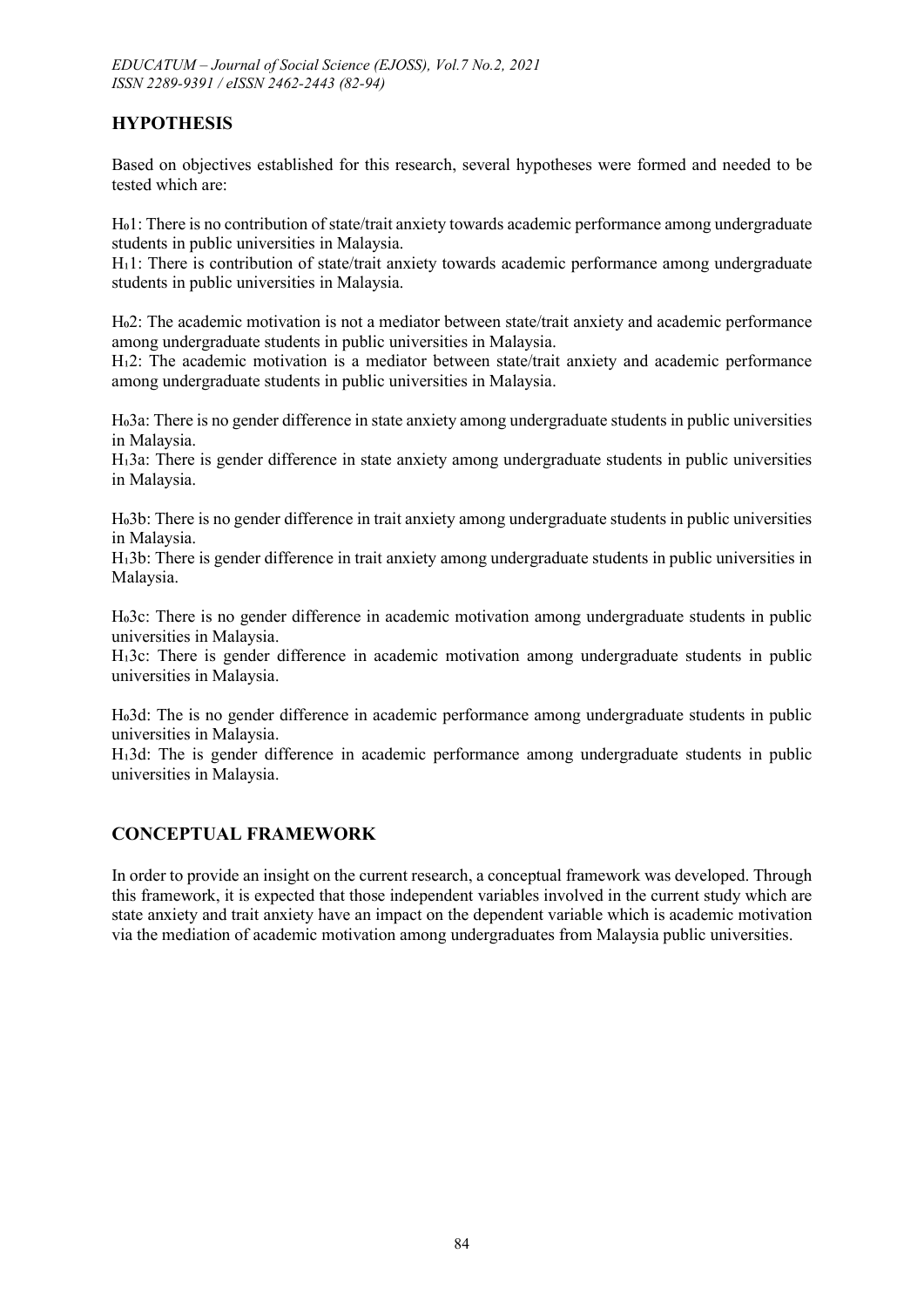## HYPOTHESIS

Based on objectives established for this research, several hypotheses were formed and needed to be tested which are:

$H_o1$: There is no contribution of state/trait anxiety towards academic performance among undergraduate students in public universities in Malaysia.
$H_11$: There is contribution of state/trait anxiety towards academic performance among undergraduate students in public universities in Malaysia.

$H_o2$: The academic motivation is not a mediator between state/trait anxiety and academic performance among undergraduate students in public universities in Malaysia.
$H_12$: The academic motivation is a mediator between state/trait anxiety and academic performance among undergraduate students in public universities in Malaysia.

$H_o3a$: There is no gender difference in state anxiety among undergraduate students in public universities in Malaysia.
$H_13a$: There is gender difference in state anxiety among undergraduate students in public universities in Malaysia.

$H_o3b$: There is no gender difference in trait anxiety among undergraduate students in public universities in Malaysia.
$H_13b$: There is gender difference in trait anxiety among undergraduate students in public universities in Malaysia.

$H_o3c$: There is no gender difference in academic motivation among undergraduate students in public universities in Malaysia.
$H_13c$: There is gender difference in academic motivation among undergraduate students in public universities in Malaysia.

$H_o3d$: The is no gender difference in academic performance among undergraduate students in public universities in Malaysia.
$H_13d$: The is gender difference in academic performance among undergraduate students in public universities in Malaysia.

## CONCEPTUAL FRAMEWORK

In order to provide an insight on the current research, a conceptual framework was developed. Through this framework, it is expected that those independent variables involved in the current study which are state anxiety and trait anxiety have an impact on the dependent variable which is academic motivation via the mediation of academic motivation among undergraduates from Malaysia public universities.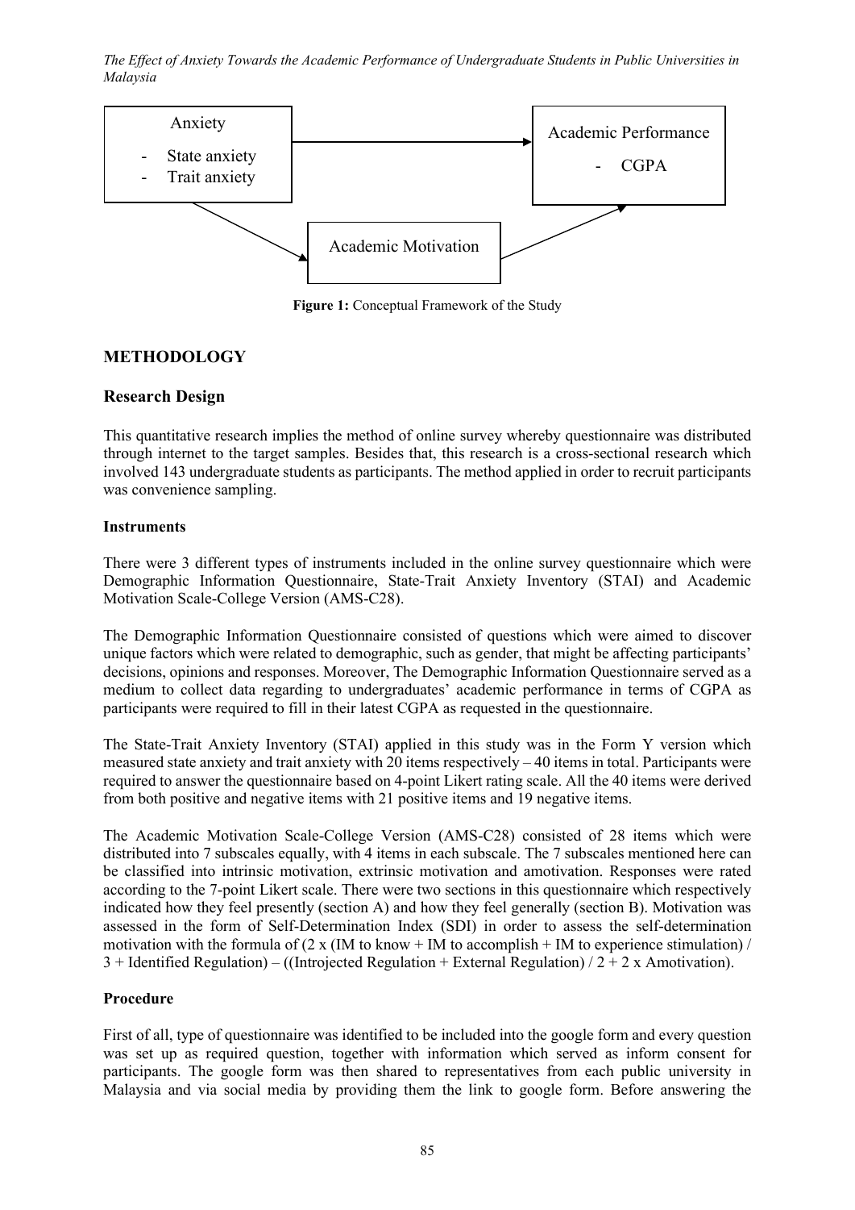Anxiety
- State anxiety
- Trait anxiety

Academic Performance
- CGPA

Academic Motivation

**Figure 1:** Conceptual Framework of the Study

## METHODOLOGY

### Research Design

This quantitative research implies the method of online survey whereby questionnaire was distributed through internet to the target samples. Besides that, this research is a cross-sectional research which involved 143 undergraduate students as participants. The method applied in order to recruit participants was convenience sampling.

#### Instruments

There were 3 different types of instruments included in the online survey questionnaire which were Demographic Information Questionnaire, State-Trait Anxiety Inventory (STAI) and Academic Motivation Scale-College Version (AMS-C28).

The Demographic Information Questionnaire consisted of questions which were aimed to discover unique factors which were related to demographic, such as gender, that might be affecting participants' decisions, opinions and responses. Moreover, The Demographic Information Questionnaire served as a medium to collect data regarding to undergraduates' academic performance in terms of CGPA as participants were required to fill in their latest CGPA as requested in the questionnaire.

The State-Trait Anxiety Inventory (STAI) applied in this study was in the Form Y version which measured state anxiety and trait anxiety with 20 items respectively – 40 items in total. Participants were required to answer the questionnaire based on 4-point Likert rating scale. All the 40 items were derived from both positive and negative items with 21 positive items and 19 negative items.

The Academic Motivation Scale-College Version (AMS-C28) consisted of 28 items which were distributed into 7 subscales equally, with 4 items in each subscale. The 7 subscales mentioned here can be classified into intrinsic motivation, extrinsic motivation and amotivation. Responses were rated according to the 7-point Likert scale. There were two sections in this questionnaire which respectively indicated how they feel presently (section A) and how they feel generally (section B). Motivation was assessed in the form of Self-Determination Index (SDI) in order to assess the self-determination motivation with the formula of (2 x (IM to know + IM to accomplish + IM to experience stimulation) / 3 + Identified Regulation) – ((Introjected Regulation + External Regulation) / 2 + 2 x Amotivation).

#### Procedure

First of all, type of questionnaire was identified to be included into the google form and every question was set up as required question, together with information which served as inform consent for participants. The google form was then shared to representatives from each public university in Malaysia and via social media by providing them the link to google form. Before answering the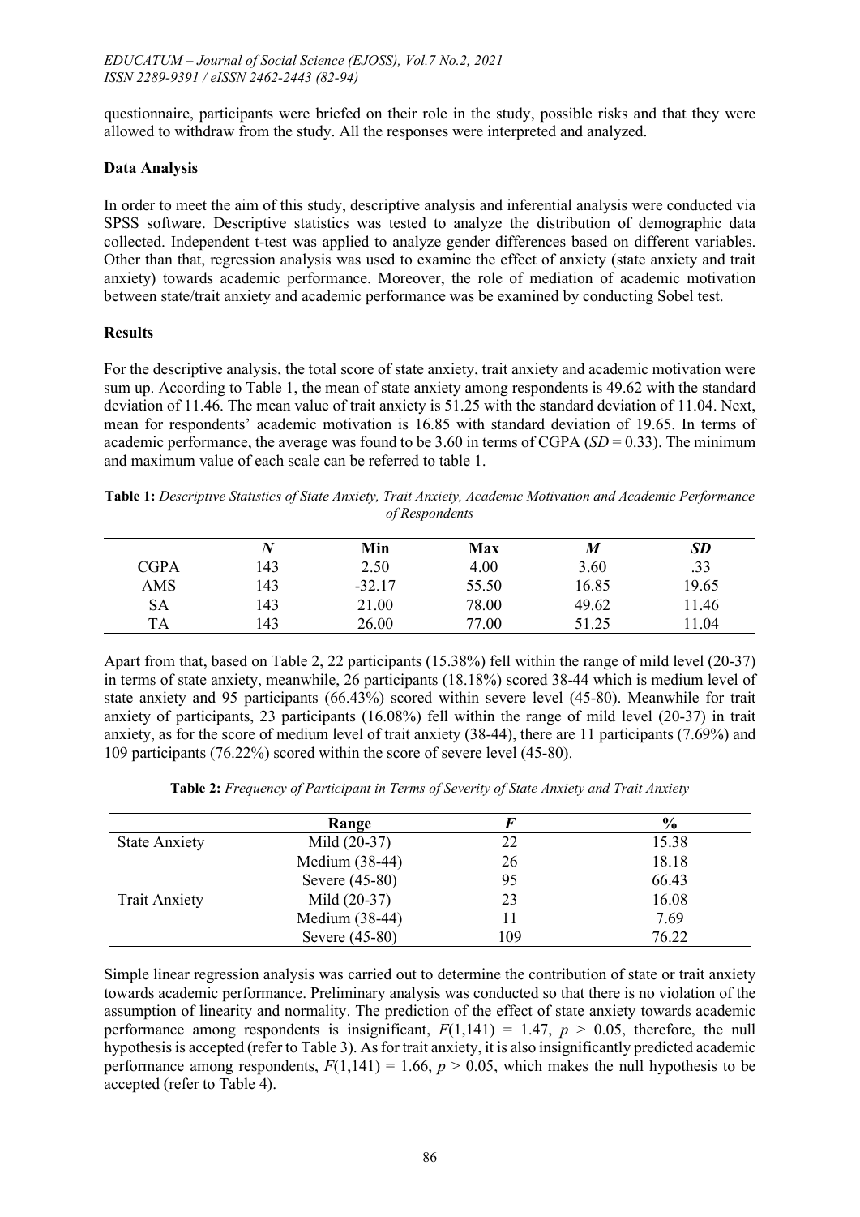questionnaire, participants were briefed on their role in the study, possible risks and that they were allowed to withdraw from the study. All the responses were interpreted and analyzed.

**Data Analysis**

In order to meet the aim of this study, descriptive analysis and inferential analysis were conducted via SPSS software. Descriptive statistics was tested to analyze the distribution of demographic data collected. Independent t-test was applied to analyze gender differences based on different variables. Other than that, regression analysis was used to examine the effect of anxiety (state anxiety and trait anxiety) towards academic performance. Moreover, the role of mediation of academic motivation between state/trait anxiety and academic performance was be examined by conducting Sobel test.

**Results**

For the descriptive analysis, the total score of state anxiety, trait anxiety and academic motivation were sum up. According to Table 1, the mean of state anxiety among respondents is 49.62 with the standard deviation of 11.46. The mean value of trait anxiety is 51.25 with the standard deviation of 11.04. Next, mean for respondents' academic motivation is 16.85 with standard deviation of 19.65. In terms of academic performance, the average was found to be 3.60 in terms of CGPA ($SD = 0.33$). The minimum and maximum value of each scale can be referred to table 1.

**Table 1:** *Descriptive Statistics of State Anxiety, Trait Anxiety, Academic Motivation and Academic Performance of Respondents*

| | *N* | Min | Max | *M* | *SD* |
|---|---|---|---|---|---|
| CGPA | 143 | 2.50 | 4.00 | 3.60 | .33 |
| AMS | 143 | -32.17 | 55.50 | 16.85 | 19.65 |
| SA | 143 | 21.00 | 78.00 | 49.62 | 11.46 |
| TA | 143 | 26.00 | 77.00 | 51.25 | 11.04 |

Apart from that, based on Table 2, 22 participants (15.38%) fell within the range of mild level (20-37) in terms of state anxiety, meanwhile, 26 participants (18.18%) scored 38-44 which is medium level of state anxiety and 95 participants (66.43%) scored within severe level (45-80). Meanwhile for trait anxiety of participants, 23 participants (16.08%) fell within the range of mild level (20-37) in trait anxiety, as for the score of medium level of trait anxiety (38-44), there are 11 participants (7.69%) and 109 participants (76.22%) scored within the score of severe level (45-80).

**Table 2:** *Frequency of Participant in Terms of Severity of State Anxiety and Trait Anxiety*

| | Range | *F* | % |
|---|---|---|---|
| State Anxiety | Mild (20-37) | 22 | 15.38 |
| | Medium (38-44) | 26 | 18.18 |
| | Severe (45-80) | 95 | 66.43 |
| Trait Anxiety | Mild (20-37) | 23 | 16.08 |
| | Medium (38-44) | 11 | 7.69 |
| | Severe (45-80) | 109 | 76.22 |

Simple linear regression analysis was carried out to determine the contribution of state or trait anxiety towards academic performance. Preliminary analysis was conducted so that there is no violation of the assumption of linearity and normality. The prediction of the effect of state anxiety towards academic performance among respondents is insignificant, $F(1,141) = 1.47$, $p > 0.05$, therefore, the null hypothesis is accepted (refer to Table 3). As for trait anxiety, it is also insignificantly predicted academic performance among respondents, $F(1,141) = 1.66$, $p > 0.05$, which makes the null hypothesis to be accepted (refer to Table 4).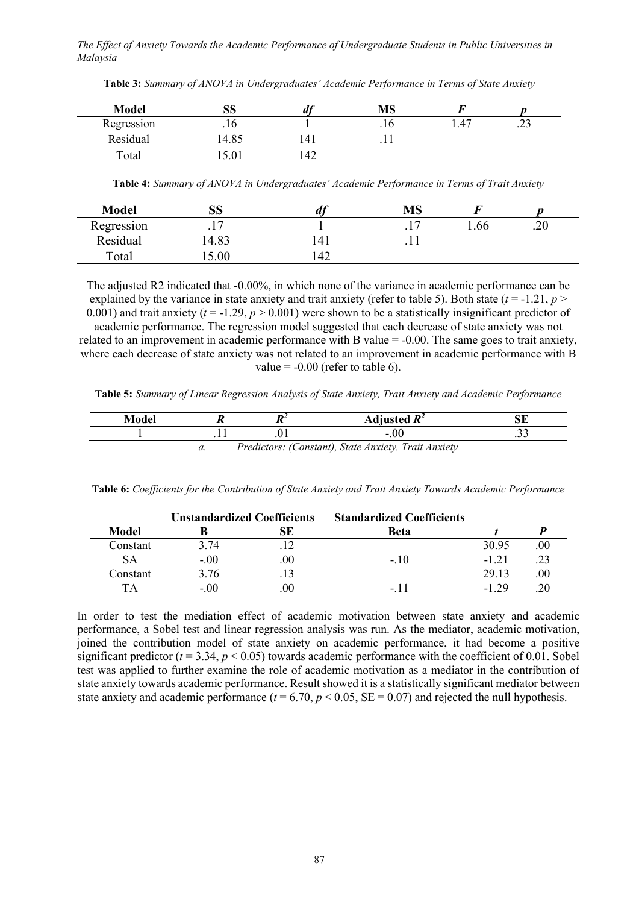**Table 3:** *Summary of ANOVA in Undergraduates' Academic Performance in Terms of State Anxiety*

| Model | SS | *df* | MS | *F* | *p* |
|---|---|---|---|---|---|
| Regression | .16 | 1 | .16 | 1.47 | .23 |
| Residual | 14.85 | 141 | .11 | | |
| Total | 15.01 | 142 | | | |

**Table 4:** *Summary of ANOVA in Undergraduates' Academic Performance in Terms of Trait Anxiety*

| Model | SS | *df* | MS | *F* | *p* |
|---|---|---|---|---|---|
| Regression | .17 | 1 | .17 | 1.66 | .20 |
| Residual | 14.83 | 141 | .11 | | |
| Total | 15.00 | 142 | | | |

The adjusted R2 indicated that -0.00%, in which none of the variance in academic performance can be explained by the variance in state anxiety and trait anxiety (refer to table 5). Both state ($t$ = -1.21, $p$ > 0.001) and trait anxiety ($t$ = -1.29, $p$ > 0.001) were shown to be a statistically insignificant predictor of academic performance. The regression model suggested that each decrease of state anxiety was not related to an improvement in academic performance with B value = -0.00. The same goes to trait anxiety, where each decrease of state anxiety was not related to an improvement in academic performance with B value = -0.00 (refer to table 6).

**Table 5:** *Summary of Linear Regression Analysis of State Anxiety, Trait Anxiety and Academic Performance*

| Model | *R* | $R^2$ | Adjusted $R^2$ | SE |
|---|---|---|---|---|
| 1 | .11 | .01 | -.00 | .33 |

*a. Predictors: (Constant), State Anxiety, Trait Anxiety*

**Table 6:** *Coefficients for the Contribution of State Anxiety and Trait Anxiety Towards Academic Performance*

| | Unstandardized Coefficients | | Standardized Coefficients | | |
|---|---|---|---|---|---|
| Model | B | SE | Beta | *t* | *P* |
| Constant | 3.74 | .12 | | 30.95 | .00 |
| SA | -.00 | .00 | -.10 | -1.21 | .23 |
| Constant | 3.76 | .13 | | 29.13 | .00 |
| TA | -.00 | .00 | -.11 | -1.29 | .20 |

In order to test the mediation effect of academic motivation between state anxiety and academic performance, a Sobel test and linear regression analysis was run. As the mediator, academic motivation, joined the contribution model of state anxiety on academic performance, it had become a positive significant predictor ($t$ = 3.34, $p$ < 0.05) towards academic performance with the coefficient of 0.01. Sobel test was applied to further examine the role of academic motivation as a mediator in the contribution of state anxiety towards academic performance. Result showed it is a statistically significant mediator between state anxiety and academic performance ($t$ = 6.70, $p$ < 0.05, SE = 0.07) and rejected the null hypothesis.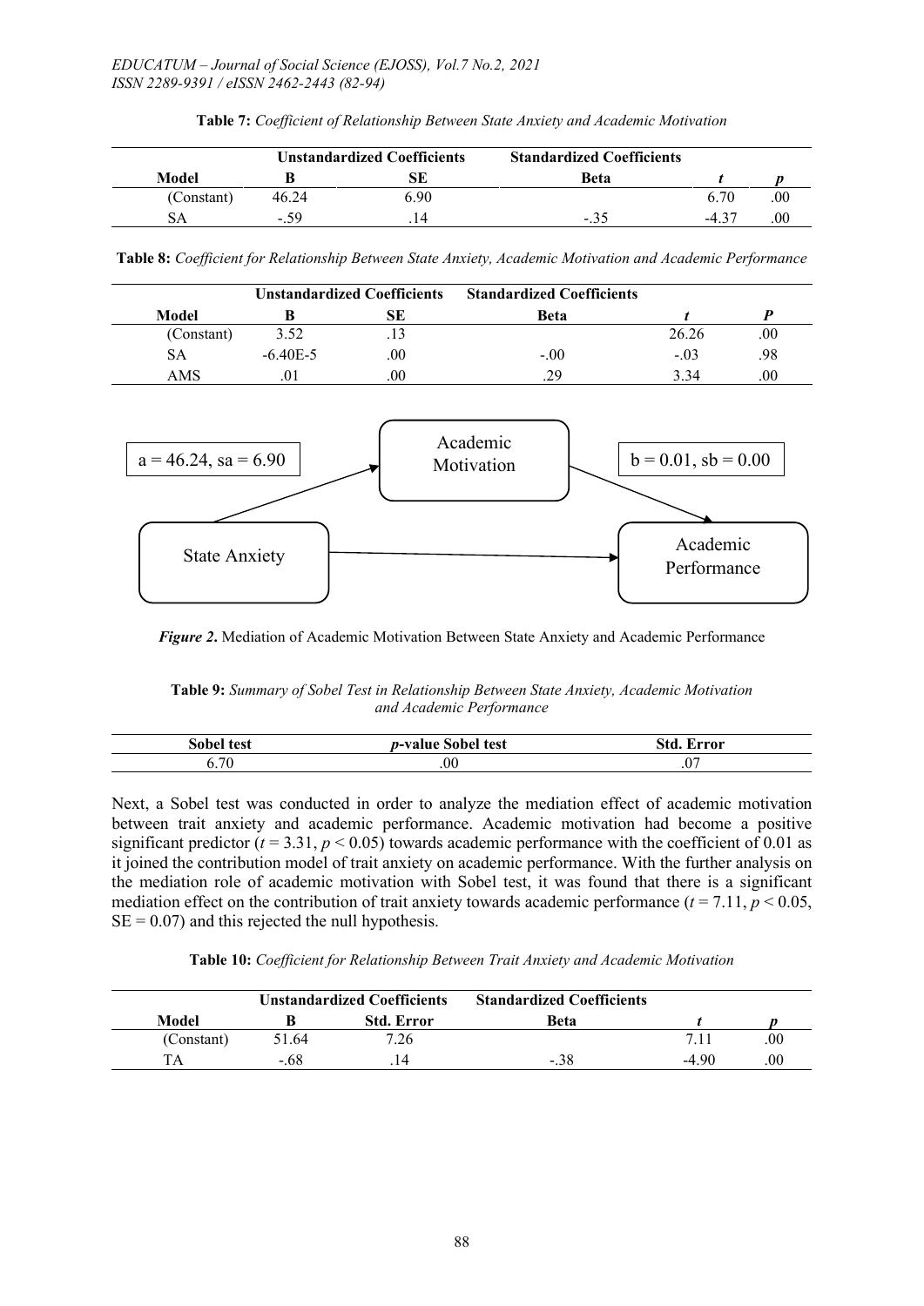**Table 7:** *Coefficient of Relationship Between State Anxiety and Academic Motivation*

| | Unstandardized Coefficients | | Standardized Coefficients | | |
|---|---|---|---|---|---|
| Model | B | SE | Beta | *t* | *p* |
| (Constant) | 46.24 | 6.90 | | 6.70 | .00 |
| SA | -.59 | .14 | -.35 | -4.37 | .00 |

**Table 8:** *Coefficient for Relationship Between State Anxiety, Academic Motivation and Academic Performance*

| | Unstandardized Coefficients | | Standardized Coefficients | | |
|---|---|---|---|---|---|
| Model | B | SE | Beta | *t* | *P* |
| (Constant) | 3.52 | .13 | | 26.26 | .00 |
| SA | -6.40E-5 | .00 | -.00 | -.03 | .98 |
| AMS | .01 | .00 | .29 | 3.34 | .00 |

a = 46.24, sa = 6.90

Academic Motivation

b = 0.01, sb = 0.00

State Anxiety

Academic Performance

***Figure 2.*** Mediation of Academic Motivation Between State Anxiety and Academic Performance

**Table 9:** *Summary of Sobel Test in Relationship Between State Anxiety, Academic Motivation and Academic Performance*

| Sobel test | *p*-value Sobel test | Std. Error |
|---|---|---|
| 6.70 | .00 | .07 |

Next, a Sobel test was conducted in order to analyze the mediation effect of academic motivation between trait anxiety and academic performance. Academic motivation had become a positive significant predictor ($t = 3.31$, $p < 0.05$) towards academic performance with the coefficient of 0.01 as it joined the contribution model of trait anxiety on academic performance. With the further analysis on the mediation role of academic motivation with Sobel test, it was found that there is a significant mediation effect on the contribution of trait anxiety towards academic performance ($t = 7.11$, $p < 0.05$, $SE = 0.07$) and this rejected the null hypothesis.

**Table 10:** *Coefficient for Relationship Between Trait Anxiety and Academic Motivation*

| | Unstandardized Coefficients | | Standardized Coefficients | | |
|---|---|---|---|---|---|
| Model | B | Std. Error | Beta | *t* | *p* |
| (Constant) | 51.64 | 7.26 | | 7.11 | .00 |
| TA | -.68 | .14 | -.38 | -4.90 | .00 |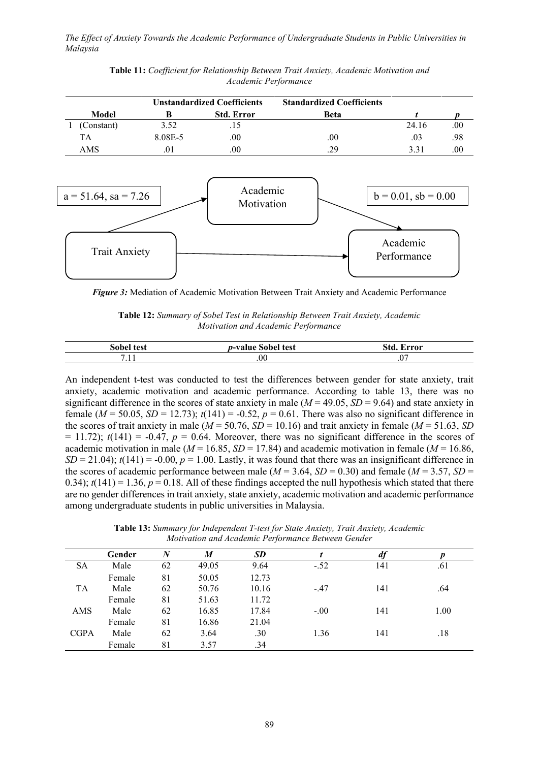**Table 11:** *Coefficient for Relationship Between Trait Anxiety, Academic Motivation and Academic Performance*

| Model | Unstandardized Coefficients | | Standardized Coefficients | | |
|---|---|---|---|---|---|
| | B | Std. Error | Beta | *t* | *p* |
| 1 (Constant) | 3.52 | .15 | | 24.16 | .00 |
| TA | 8.08E-5 | .00 | .00 | .03 | .98 |
| AMS | .01 | .00 | .29 | 3.31 | .00 |

a = 51.64, sa = 7.26

Academic Motivation

b = 0.01, sb = 0.00

Trait Anxiety

Academic Performance

***Figure 3:*** Mediation of Academic Motivation Between Trait Anxiety and Academic Performance

**Table 12:** *Summary of Sobel Test in Relationship Between Trait Anxiety, Academic Motivation and Academic Performance*

| Sobel test | *p*-value Sobel test | Std. Error |
|---|---|---|
| 7.11 | .00 | .07 |

An independent t-test was conducted to test the differences between gender for state anxiety, trait anxiety, academic motivation and academic performance. According to table 13, there was no significant difference in the scores of state anxiety in male ($M$ = 49.05, $SD$ = 9.64) and state anxiety in female ($M$ = 50.05, $SD$ = 12.73); $t(141)$ = -0.52, $p$ = 0.61. There was also no significant difference in the scores of trait anxiety in male ($M$ = 50.76, $SD$ = 10.16) and trait anxiety in female ($M$ = 51.63, $SD$ = 11.72); $t(141)$ = -0.47, $p$ = 0.64. Moreover, there was no significant difference in the scores of academic motivation in male ($M$ = 16.85, $SD$ = 17.84) and academic motivation in female ($M$ = 16.86, $SD$ = 21.04); $t(141)$ = -0.00, $p$ = 1.00. Lastly, it was found that there was an insignificant difference in the scores of academic performance between male ($M$ = 3.64, $SD$ = 0.30) and female ($M$ = 3.57, $SD$ = 0.34); $t(141)$ = 1.36, $p$ = 0.18. All of these findings accepted the null hypothesis which stated that there are no gender differences in trait anxiety, state anxiety, academic motivation and academic performance among undergraduate students in public universities in Malaysia.

**Table 13:** *Summary for Independent T-test for State Anxiety, Trait Anxiety, Academic Motivation and Academic Performance Between Gender*

| | Gender | *N* | *M* | *SD* | *t* | *df* | *p* |
|---|---|---|---|---|---|---|---|
| SA | Male | 62 | 49.05 | 9.64 | -.52 | 141 | .61 |
| | Female | 81 | 50.05 | 12.73 | | | |
| TA | Male | 62 | 50.76 | 10.16 | -.47 | 141 | .64 |
| | Female | 81 | 51.63 | 11.72 | | | |
| AMS | Male | 62 | 16.85 | 17.84 | -.00 | 141 | 1.00 |
| | Female | 81 | 16.86 | 21.04 | | | |
| CGPA | Male | 62 | 3.64 | .30 | 1.36 | 141 | .18 |
| | Female | 81 | 3.57 | .34 | | | |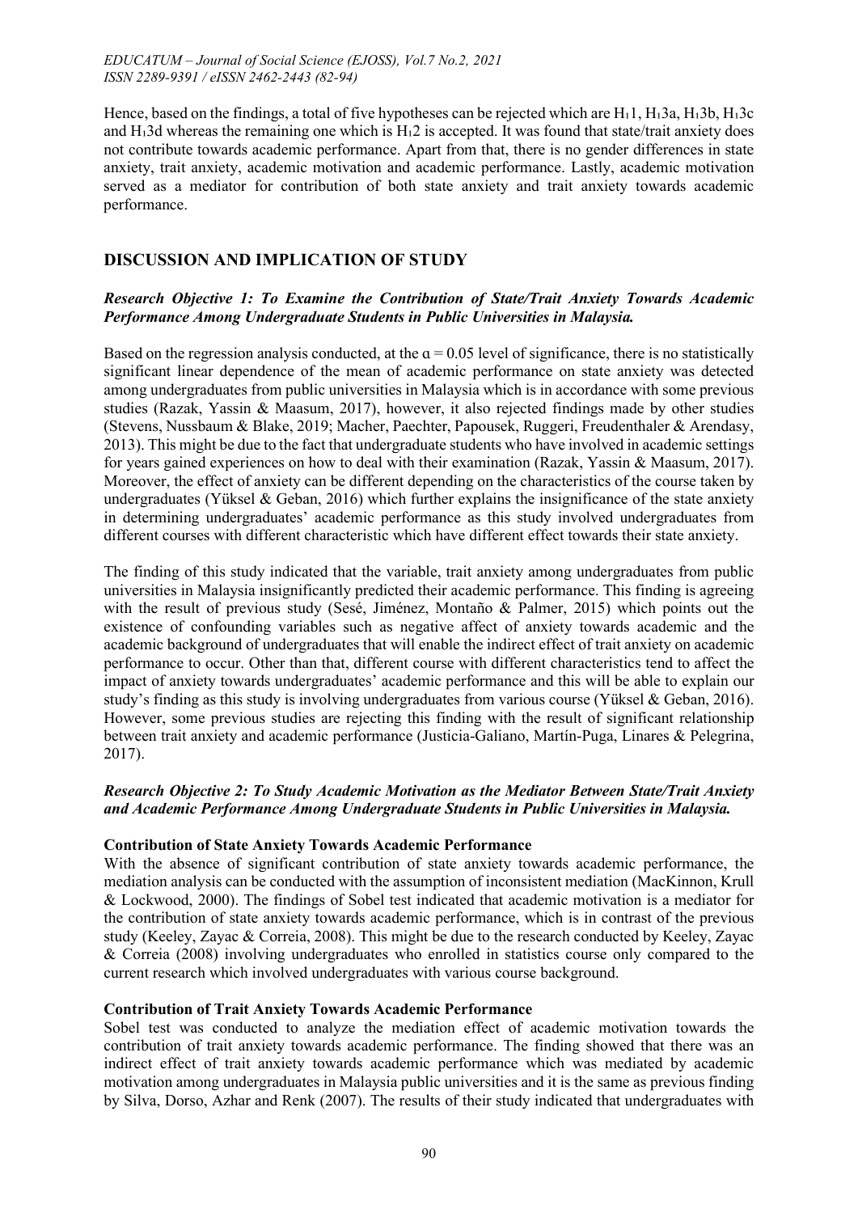Hence, based on the findings, a total of five hypotheses can be rejected which are $H_1 1$, $H_1 3a$, $H_1 3b$, $H_1 3c$ and $H_1 3d$ whereas the remaining one which is $H_1 2$ is accepted. It was found that state/trait anxiety does not contribute towards academic performance. Apart from that, there is no gender differences in state anxiety, trait anxiety, academic motivation and academic performance. Lastly, academic motivation served as a mediator for contribution of both state anxiety and trait anxiety towards academic performance.

## DISCUSSION AND IMPLICATION OF STUDY

### *Research Objective 1: To Examine the Contribution of State/Trait Anxiety Towards Academic Performance Among Undergraduate Students in Public Universities in Malaysia.*

Based on the regression analysis conducted, at the $\alpha = 0.05$ level of significance, there is no statistically significant linear dependence of the mean of academic performance on state anxiety was detected among undergraduates from public universities in Malaysia which is in accordance with some previous studies (Razak, Yassin & Maasum, 2017), however, it also rejected findings made by other studies (Stevens, Nussbaum & Blake, 2019; Macher, Paechter, Papousek, Ruggeri, Freudenthaler & Arendasy, 2013). This might be due to the fact that undergraduate students who have involved in academic settings for years gained experiences on how to deal with their examination (Razak, Yassin & Maasum, 2017). Moreover, the effect of anxiety can be different depending on the characteristics of the course taken by undergraduates (Yüksel & Geban, 2016) which further explains the insignificance of the state anxiety in determining undergraduates' academic performance as this study involved undergraduates from different courses with different characteristic which have different effect towards their state anxiety.

The finding of this study indicated that the variable, trait anxiety among undergraduates from public universities in Malaysia insignificantly predicted their academic performance. This finding is agreeing with the result of previous study (Sesé, Jiménez, Montaño & Palmer, 2015) which points out the existence of confounding variables such as negative affect of anxiety towards academic and the academic background of undergraduates that will enable the indirect effect of trait anxiety on academic performance to occur. Other than that, different course with different characteristics tend to affect the impact of anxiety towards undergraduates' academic performance and this will be able to explain our study's finding as this study is involving undergraduates from various course (Yüksel & Geban, 2016). However, some previous studies are rejecting this finding with the result of significant relationship between trait anxiety and academic performance (Justicia-Galiano, Martín-Puga, Linares & Pelegrina, 2017).

### *Research Objective 2: To Study Academic Motivation as the Mediator Between State/Trait Anxiety and Academic Performance Among Undergraduate Students in Public Universities in Malaysia.*

**Contribution of State Anxiety Towards Academic Performance**

With the absence of significant contribution of state anxiety towards academic performance, the mediation analysis can be conducted with the assumption of inconsistent mediation (MacKinnon, Krull & Lockwood, 2000). The findings of Sobel test indicated that academic motivation is a mediator for the contribution of state anxiety towards academic performance, which is in contrast of the previous study (Keeley, Zayac & Correia, 2008). This might be due to the research conducted by Keeley, Zayac & Correia (2008) involving undergraduates who enrolled in statistics course only compared to the current research which involved undergraduates with various course background.

**Contribution of Trait Anxiety Towards Academic Performance**

Sobel test was conducted to analyze the mediation effect of academic motivation towards the contribution of trait anxiety towards academic performance. The finding showed that there was an indirect effect of trait anxiety towards academic performance which was mediated by academic motivation among undergraduates in Malaysia public universities and it is the same as previous finding by Silva, Dorso, Azhar and Renk (2007). The results of their study indicated that undergraduates with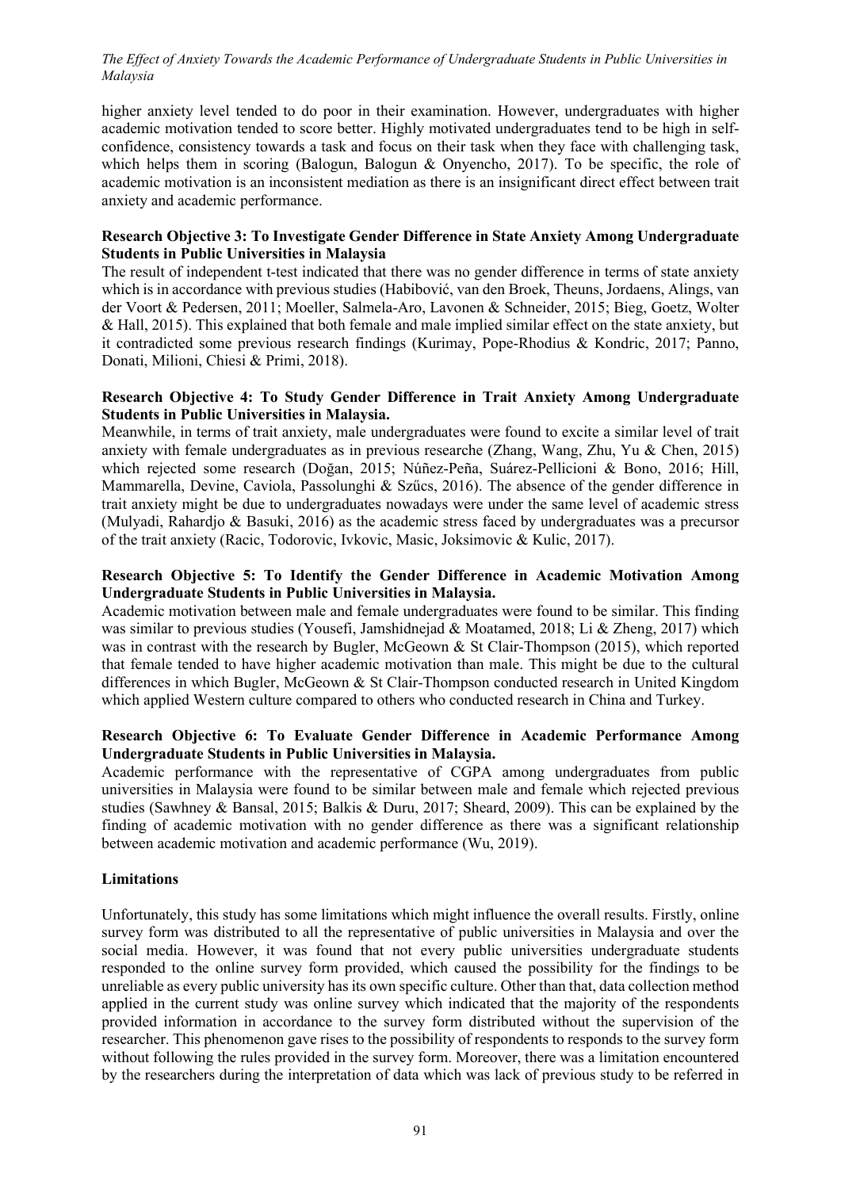higher anxiety level tended to do poor in their examination. However, undergraduates with higher academic motivation tended to score better. Highly motivated undergraduates tend to be high in self-confidence, consistency towards a task and focus on their task when they face with challenging task, which helps them in scoring (Balogun, Balogun & Onyencho, 2017). To be specific, the role of academic motivation is an inconsistent mediation as there is an insignificant direct effect between trait anxiety and academic performance.

**Research Objective 3: To Investigate Gender Difference in State Anxiety Among Undergraduate Students in Public Universities in Malaysia**

The result of independent t-test indicated that there was no gender difference in terms of state anxiety which is in accordance with previous studies (Habibović, van den Broek, Theuns, Jordaens, Alings, van der Voort & Pedersen, 2011; Moeller, Salmela-Aro, Lavonen & Schneider, 2015; Bieg, Goetz, Wolter & Hall, 2015). This explained that both female and male implied similar effect on the state anxiety, but it contradicted some previous research findings (Kurimay, Pope-Rhodius & Kondric, 2017; Panno, Donati, Milioni, Chiesi & Primi, 2018).

**Research Objective 4: To Study Gender Difference in Trait Anxiety Among Undergraduate Students in Public Universities in Malaysia.**

Meanwhile, in terms of trait anxiety, male undergraduates were found to excite a similar level of trait anxiety with female undergraduates as in previous researche (Zhang, Wang, Zhu, Yu & Chen, 2015) which rejected some research (Doğan, 2015; Núñez-Peña, Suárez-Pellicioni & Bono, 2016; Hill, Mammarella, Devine, Caviola, Passolunghi & Szűcs, 2016). The absence of the gender difference in trait anxiety might be due to undergraduates nowadays were under the same level of academic stress (Mulyadi, Rahardjo & Basuki, 2016) as the academic stress faced by undergraduates was a precursor of the trait anxiety (Racic, Todorovic, Ivkovic, Masic, Joksimovic & Kulic, 2017).

**Research Objective 5: To Identify the Gender Difference in Academic Motivation Among Undergraduate Students in Public Universities in Malaysia.**

Academic motivation between male and female undergraduates were found to be similar. This finding was similar to previous studies (Yousefi, Jamshidnejad & Moatamed, 2018; Li & Zheng, 2017) which was in contrast with the research by Bugler, McGeown & St Clair-Thompson (2015), which reported that female tended to have higher academic motivation than male. This might be due to the cultural differences in which Bugler, McGeown & St Clair-Thompson conducted research in United Kingdom which applied Western culture compared to others who conducted research in China and Turkey.

**Research Objective 6: To Evaluate Gender Difference in Academic Performance Among Undergraduate Students in Public Universities in Malaysia.**

Academic performance with the representative of CGPA among undergraduates from public universities in Malaysia were found to be similar between male and female which rejected previous studies (Sawhney & Bansal, 2015; Balkis & Duru, 2017; Sheard, 2009). This can be explained by the finding of academic motivation with no gender difference as there was a significant relationship between academic motivation and academic performance (Wu, 2019).

**Limitations**

Unfortunately, this study has some limitations which might influence the overall results. Firstly, online survey form was distributed to all the representative of public universities in Malaysia and over the social media. However, it was found that not every public universities undergraduate students responded to the online survey form provided, which caused the possibility for the findings to be unreliable as every public university has its own specific culture. Other than that, data collection method applied in the current study was online survey which indicated that the majority of the respondents provided information in accordance to the survey form distributed without the supervision of the researcher. This phenomenon gave rises to the possibility of respondents to responds to the survey form without following the rules provided in the survey form. Moreover, there was a limitation encountered by the researchers during the interpretation of data which was lack of previous study to be referred in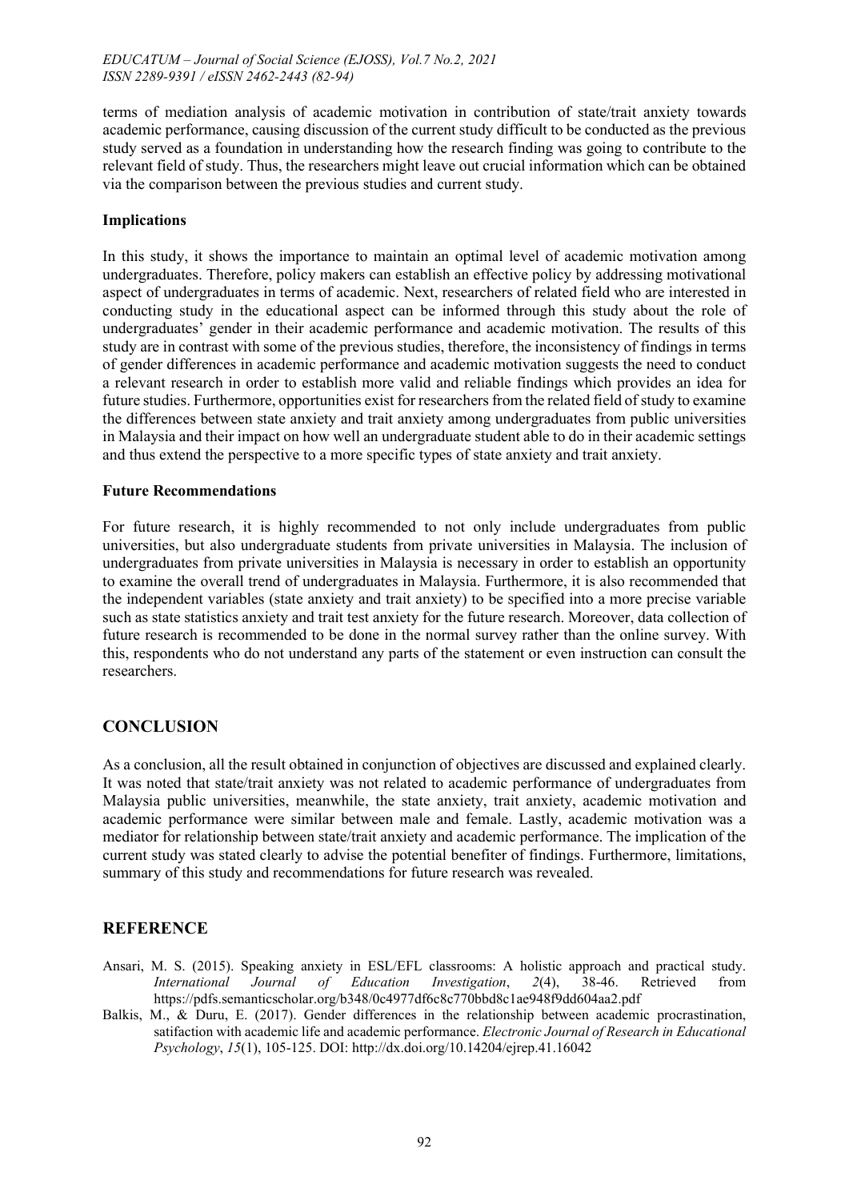terms of mediation analysis of academic motivation in contribution of state/trait anxiety towards academic performance, causing discussion of the current study difficult to be conducted as the previous study served as a foundation in understanding how the research finding was going to contribute to the relevant field of study. Thus, the researchers might leave out crucial information which can be obtained via the comparison between the previous studies and current study.

### Implications

In this study, it shows the importance to maintain an optimal level of academic motivation among undergraduates. Therefore, policy makers can establish an effective policy by addressing motivational aspect of undergraduates in terms of academic. Next, researchers of related field who are interested in conducting study in the educational aspect can be informed through this study about the role of undergraduates' gender in their academic performance and academic motivation. The results of this study are in contrast with some of the previous studies, therefore, the inconsistency of findings in terms of gender differences in academic performance and academic motivation suggests the need to conduct a relevant research in order to establish more valid and reliable findings which provides an idea for future studies. Furthermore, opportunities exist for researchers from the related field of study to examine the differences between state anxiety and trait anxiety among undergraduates from public universities in Malaysia and their impact on how well an undergraduate student able to do in their academic settings and thus extend the perspective to a more specific types of state anxiety and trait anxiety.

### Future Recommendations

For future research, it is highly recommended to not only include undergraduates from public universities, but also undergraduate students from private universities in Malaysia. The inclusion of undergraduates from private universities in Malaysia is necessary in order to establish an opportunity to examine the overall trend of undergraduates in Malaysia. Furthermore, it is also recommended that the independent variables (state anxiety and trait anxiety) to be specified into a more precise variable such as state statistics anxiety and trait test anxiety for the future research. Moreover, data collection of future research is recommended to be done in the normal survey rather than the online survey. With this, respondents who do not understand any parts of the statement or even instruction can consult the researchers.

## CONCLUSION

As a conclusion, all the result obtained in conjunction of objectives are discussed and explained clearly. It was noted that state/trait anxiety was not related to academic performance of undergraduates from Malaysia public universities, meanwhile, the state anxiety, trait anxiety, academic motivation and academic performance were similar between male and female. Lastly, academic motivation was a mediator for relationship between state/trait anxiety and academic performance. The implication of the current study was stated clearly to advise the potential benefiter of findings. Furthermore, limitations, summary of this study and recommendations for future research was revealed.

## REFERENCE

Ansari, M. S. (2015). Speaking anxiety in ESL/EFL classrooms: A holistic approach and practical study. *International Journal of Education Investigation*, *2*(4), 38-46. Retrieved from https://pdfs.semanticscholar.org/b348/0c4977df6c8c770bbd8c1ae948f9dd604aa2.pdf

Balkis, M., & Duru, E. (2017). Gender differences in the relationship between academic procrastination, satifaction with academic life and academic performance. *Electronic Journal of Research in Educational Psychology*, *15*(1), 105-125. DOI: http://dx.doi.org/10.14204/ejrep.41.16042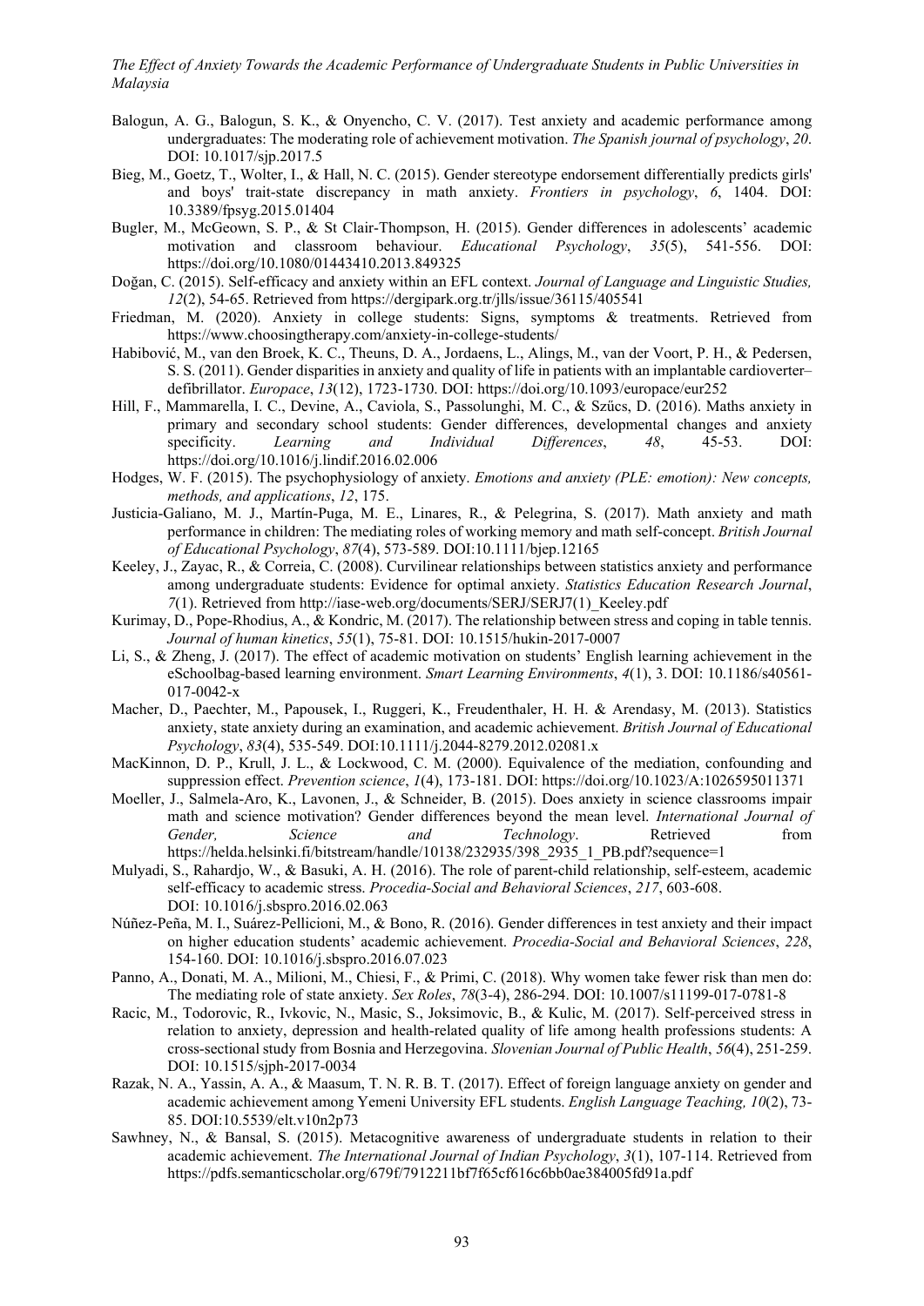Balogun, A. G., Balogun, S. K., & Onyencho, C. V. (2017). Test anxiety and academic performance among undergraduates: The moderating role of achievement motivation. *The Spanish journal of psychology*, *20*. DOI: 10.1017/sjp.2017.5

Bieg, M., Goetz, T., Wolter, I., & Hall, N. C. (2015). Gender stereotype endorsement differentially predicts girls' and boys' trait-state discrepancy in math anxiety. *Frontiers in psychology*, *6*, 1404. DOI: 10.3389/fpsyg.2015.01404

Bugler, M., McGeown, S. P., & St Clair-Thompson, H. (2015). Gender differences in adolescents' academic motivation and classroom behaviour. *Educational Psychology*, *35*(5), 541-556. DOI: https://doi.org/10.1080/01443410.2013.849325

Doğan, C. (2015). Self-efficacy and anxiety within an EFL context. *Journal of Language and Linguistic Studies, 12*(2), 54-65. Retrieved from https://dergipark.org.tr/jlls/issue/36115/405541

Friedman, M. (2020). Anxiety in college students: Signs, symptoms & treatments. Retrieved from https://www.choosingtherapy.com/anxiety-in-college-students/

Habibović, M., van den Broek, K. C., Theuns, D. A., Jordaens, L., Alings, M., van der Voort, P. H., & Pedersen, S. S. (2011). Gender disparities in anxiety and quality of life in patients with an implantable cardioverter–defibrillator. *Europace*, *13*(12), 1723-1730. DOI: https://doi.org/10.1093/europace/eur252

Hill, F., Mammarella, I. C., Devine, A., Caviola, S., Passolunghi, M. C., & Szűcs, D. (2016). Maths anxiety in primary and secondary school students: Gender differences, developmental changes and anxiety specificity. *Learning and Individual Differences*, *48*, 45-53. DOI: https://doi.org/10.1016/j.lindif.2016.02.006

Hodges, W. F. (2015). The psychophysiology of anxiety. *Emotions and anxiety (PLE: emotion): New concepts, methods, and applications*, *12*, 175.

Justicia-Galiano, M. J., Martín-Puga, M. E., Linares, R., & Pelegrina, S. (2017). Math anxiety and math performance in children: The mediating roles of working memory and math self-concept. *British Journal of Educational Psychology*, *87*(4), 573-589. DOI:10.1111/bjep.12165

Keeley, J., Zayac, R., & Correia, C. (2008). Curvilinear relationships between statistics anxiety and performance among undergraduate students: Evidence for optimal anxiety. *Statistics Education Research Journal*, *7*(1). Retrieved from http://iase-web.org/documents/SERJ/SERJ7(1)_Keeley.pdf

Kurimay, D., Pope-Rhodius, A., & Kondric, M. (2017). The relationship between stress and coping in table tennis. *Journal of human kinetics*, *55*(1), 75-81. DOI: 10.1515/hukin-2017-0007

Li, S., & Zheng, J. (2017). The effect of academic motivation on students' English learning achievement in the eSchoolbag-based learning environment. *Smart Learning Environments*, *4*(1), 3. DOI: 10.1186/s40561-017-0042-x

Macher, D., Paechter, M., Papousek, I., Ruggeri, K., Freudenthaler, H. H. & Arendasy, M. (2013). Statistics anxiety, state anxiety during an examination, and academic achievement. *British Journal of Educational Psychology*, *83*(4), 535-549. DOI:10.1111/j.2044-8279.2012.02081.x

MacKinnon, D. P., Krull, J. L., & Lockwood, C. M. (2000). Equivalence of the mediation, confounding and suppression effect. *Prevention science*, *1*(4), 173-181. DOI: https://doi.org/10.1023/A:1026595011371

Moeller, J., Salmela-Aro, K., Lavonen, J., & Schneider, B. (2015). Does anxiety in science classrooms impair math and science motivation? Gender differences beyond the mean level. *International Journal of Gender, Science and Technology*. Retrieved from https://helda.helsinki.fi/bitstream/handle/10138/232935/398_2935_1_PB.pdf?sequence=1

Mulyadi, S., Rahardjo, W., & Basuki, A. H. (2016). The role of parent-child relationship, self-esteem, academic self-efficacy to academic stress. *Procedia-Social and Behavioral Sciences*, *217*, 603-608. DOI: 10.1016/j.sbspro.2016.02.063

Núñez-Peña, M. I., Suárez-Pellicioni, M., & Bono, R. (2016). Gender differences in test anxiety and their impact on higher education students' academic achievement. *Procedia-Social and Behavioral Sciences*, *228*, 154-160. DOI: 10.1016/j.sbspro.2016.07.023

Panno, A., Donati, M. A., Milioni, M., Chiesi, F., & Primi, C. (2018). Why women take fewer risk than men do: The mediating role of state anxiety. *Sex Roles*, *78*(3-4), 286-294. DOI: 10.1007/s11199-017-0781-8

Racic, M., Todorovic, R., Ivkovic, N., Masic, S., Joksimovic, B., & Kulic, M. (2017). Self-perceived stress in relation to anxiety, depression and health-related quality of life among health professions students: A cross-sectional study from Bosnia and Herzegovina. *Slovenian Journal of Public Health*, *56*(4), 251-259. DOI: 10.1515/sjph-2017-0034

Razak, N. A., Yassin, A. A., & Maasum, T. N. R. B. T. (2017). Effect of foreign language anxiety on gender and academic achievement among Yemeni University EFL students. *English Language Teaching, 10*(2), 73-85. DOI:10.5539/elt.v10n2p73

Sawhney, N., & Bansal, S. (2015). Metacognitive awareness of undergraduate students in relation to their academic achievement. *The International Journal of Indian Psychology*, *3*(1), 107-114. Retrieved from https://pdfs.semanticscholar.org/679f/7912211bf7f65cf616c6bb0ae384005fd91a.pdf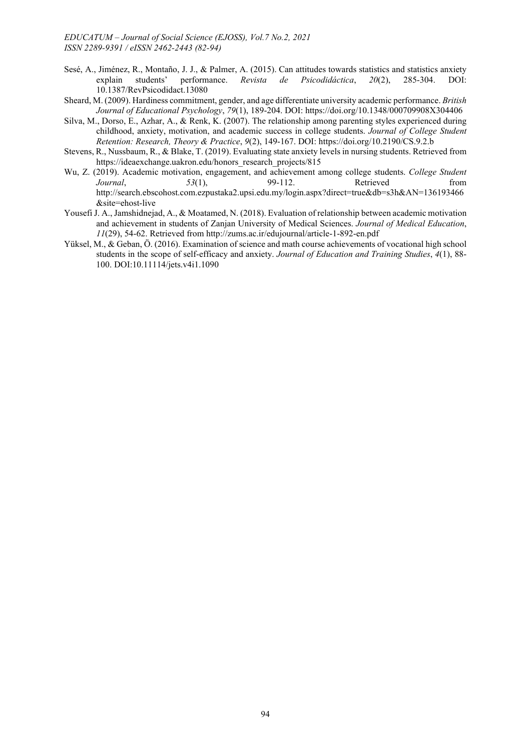Sesé, A., Jiménez, R., Montaño, J. J., & Palmer, A. (2015). Can attitudes towards statistics and statistics anxiety explain students' performance. *Revista de Psicodidáctica*, *20*(2), 285-304. DOI: 10.1387/RevPsicodidact.13080

Sheard, M. (2009). Hardiness commitment, gender, and age differentiate university academic performance. *British Journal of Educational Psychology*, *79*(1), 189-204. DOI: https://doi.org/10.1348/000709908X304406

Silva, M., Dorso, E., Azhar, A., & Renk, K. (2007). The relationship among parenting styles experienced during childhood, anxiety, motivation, and academic success in college students. *Journal of College Student Retention: Research, Theory & Practice*, *9*(2), 149-167. DOI: https://doi.org/10.2190/CS.9.2.b

Stevens, R., Nussbaum, R., & Blake, T. (2019). Evaluating state anxiety levels in nursing students. Retrieved from https://ideaexchange.uakron.edu/honors_research_projects/815

Wu, Z. (2019). Academic motivation, engagement, and achievement among college students. *College Student Journal*, *53*(1), 99-112. Retrieved from http://search.ebscohost.com.ezpustaka2.upsi.edu.my/login.aspx?direct=true&db=s3h&AN=136193466&site=ehost-live

Yousefi J. A., Jamshidnejad, A., & Moatamed, N. (2018). Evaluation of relationship between academic motivation and achievement in students of Zanjan University of Medical Sciences. *Journal of Medical Education*, *11*(29), 54-62. Retrieved from http://zums.ac.ir/edujournal/article-1-892-en.pdf

Yüksel, M., & Geban, Ö. (2016). Examination of science and math course achievements of vocational high school students in the scope of self-efficacy and anxiety. *Journal of Education and Training Studies*, *4*(1), 88-100. DOI:10.11114/jets.v4i1.1090